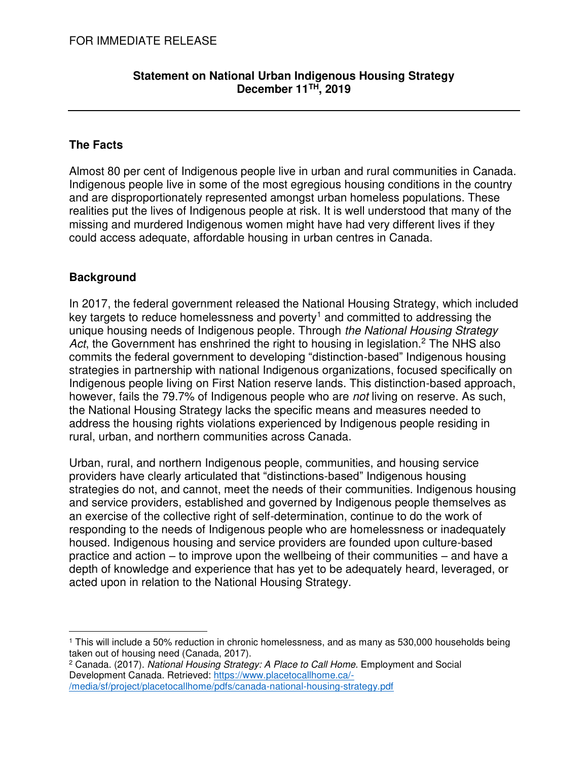FOR IMMEDIATE RELEASE

**Statement on National Urban Indigenous Housing Strategy**
**December 11TH, 2019**

---

## The Facts

Almost 80 per cent of Indigenous people live in urban and rural communities in Canada. Indigenous people live in some of the most egregious housing conditions in the country and are disproportionately represented amongst urban homeless populations. These realities put the lives of Indigenous people at risk. It is well understood that many of the missing and murdered Indigenous women might have had very different lives if they could access adequate, affordable housing in urban centres in Canada.

## Background

In 2017, the federal government released the National Housing Strategy, which included key targets to reduce homelessness and poverty[1] and committed to addressing the unique housing needs of Indigenous people. Through *the National Housing Strategy Act*, the Government has enshrined the right to housing in legislation.[2] The NHS also commits the federal government to developing "distinction-based" Indigenous housing strategies in partnership with national Indigenous organizations, focused specifically on Indigenous people living on First Nation reserve lands. This distinction-based approach, however, fails the 79.7% of Indigenous people who are *not* living on reserve. As such, the National Housing Strategy lacks the specific means and measures needed to address the housing rights violations experienced by Indigenous people residing in rural, urban, and northern communities across Canada.

Urban, rural, and northern Indigenous people, communities, and housing service providers have clearly articulated that "distinctions-based" Indigenous housing strategies do not, and cannot, meet the needs of their communities. Indigenous housing and service providers, established and governed by Indigenous people themselves as an exercise of the collective right of self-determination, continue to do the work of responding to the needs of Indigenous people who are homelessness or inadequately housed. Indigenous housing and service providers are founded upon culture-based practice and action – to improve upon the wellbeing of their communities – and have a depth of knowledge and experience that has yet to be adequately heard, leveraged, or acted upon in relation to the National Housing Strategy.

---

[1] This will include a 50% reduction in chronic homelessness, and as many as 530,000 households being taken out of housing need (Canada, 2017).

[2] Canada. (2017). *National Housing Strategy: A Place to Call Home.* Employment and Social Development Canada. Retrieved: https://www.placetocallhome.ca/-/media/sf/project/placetocallhome/pdfs/canada-national-housing-strategy.pdf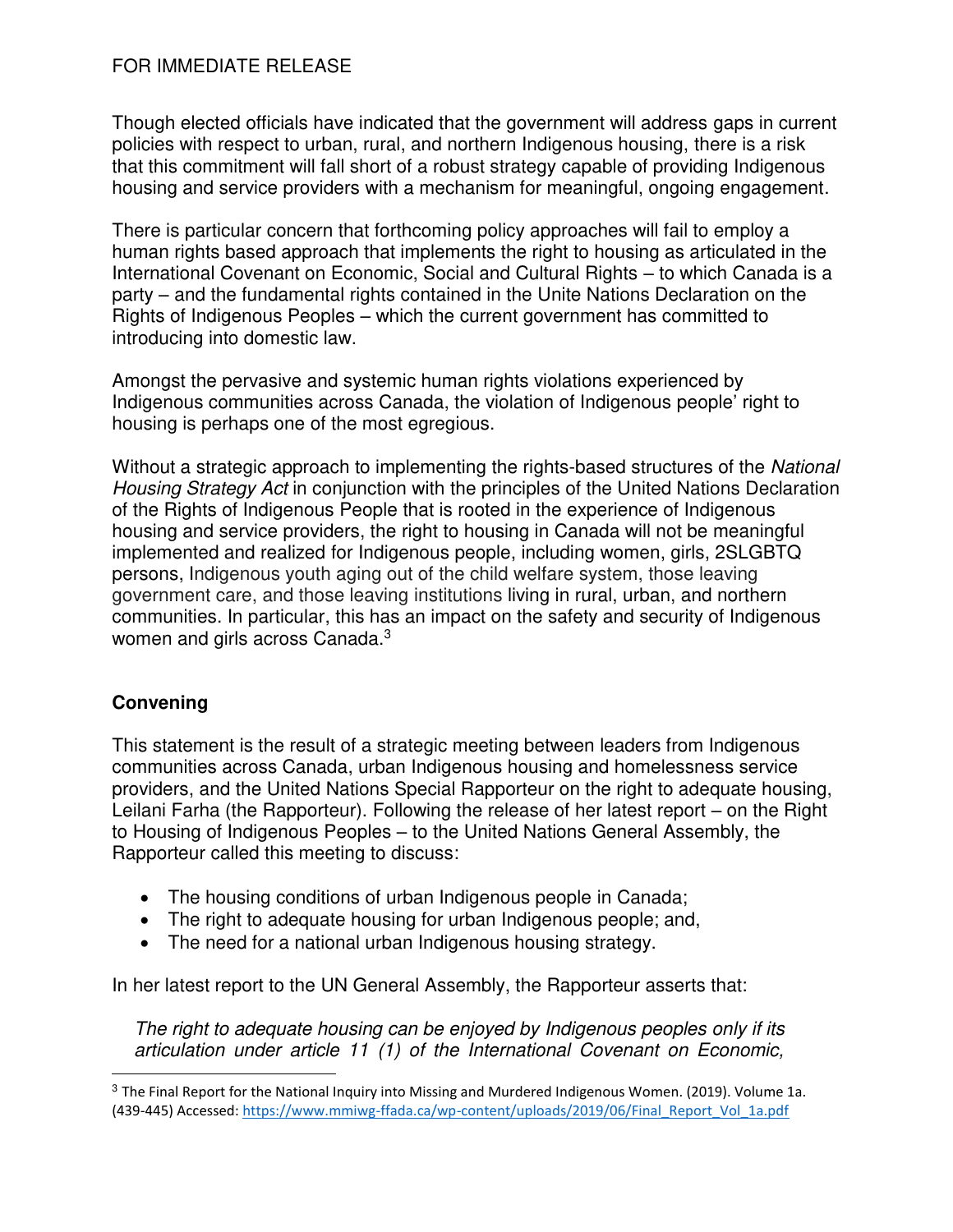FOR IMMEDIATE RELEASE

Though elected officials have indicated that the government will address gaps in current policies with respect to urban, rural, and northern Indigenous housing, there is a risk that this commitment will fall short of a robust strategy capable of providing Indigenous housing and service providers with a mechanism for meaningful, ongoing engagement.

There is particular concern that forthcoming policy approaches will fail to employ a human rights based approach that implements the right to housing as articulated in the International Covenant on Economic, Social and Cultural Rights – to which Canada is a party – and the fundamental rights contained in the Unite Nations Declaration on the Rights of Indigenous Peoples – which the current government has committed to introducing into domestic law.

Amongst the pervasive and systemic human rights violations experienced by Indigenous communities across Canada, the violation of Indigenous people' right to housing is perhaps one of the most egregious.

Without a strategic approach to implementing the rights-based structures of the *National Housing Strategy Act* in conjunction with the principles of the United Nations Declaration of the Rights of Indigenous People that is rooted in the experience of Indigenous housing and service providers, the right to housing in Canada will not be meaningful implemented and realized for Indigenous people, including women, girls, 2SLGBTQ persons, Indigenous youth aging out of the child welfare system, those leaving government care, and those leaving institutions living in rural, urban, and northern communities. In particular, this has an impact on the safety and security of Indigenous women and girls across Canada.[3]

## Convening

This statement is the result of a strategic meeting between leaders from Indigenous communities across Canada, urban Indigenous housing and homelessness service providers, and the United Nations Special Rapporteur on the right to adequate housing, Leilani Farha (the Rapporteur). Following the release of her latest report – on the Right to Housing of Indigenous Peoples – to the United Nations General Assembly, the Rapporteur called this meeting to discuss:

- The housing conditions of urban Indigenous people in Canada;
- The right to adequate housing for urban Indigenous people; and,
- The need for a national urban Indigenous housing strategy.

In her latest report to the UN General Assembly, the Rapporteur asserts that:

> *The right to adequate housing can be enjoyed by Indigenous peoples only if its articulation under article 11 (1) of the International Covenant on Economic,*

[3] The Final Report for the National Inquiry into Missing and Murdered Indigenous Women. (2019). Volume 1a. (439-445) Accessed: https://www.mmiwg-ffada.ca/wp-content/uploads/2019/06/Final_Report_Vol_1a.pdf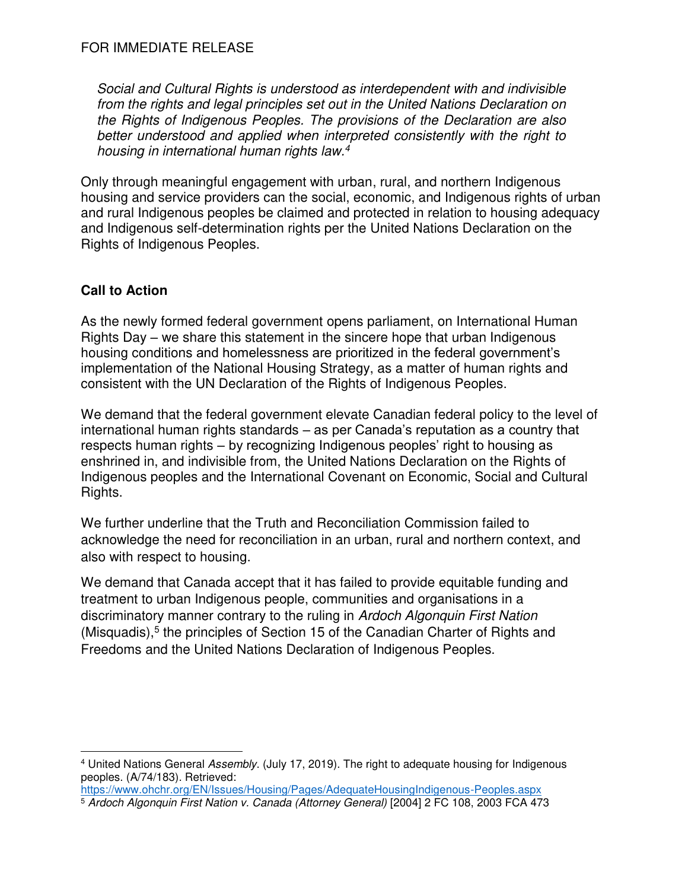> *Social and Cultural Rights is understood as interdependent with and indivisible from the rights and legal principles set out in the United Nations Declaration on the Rights of Indigenous Peoples. The provisions of the Declaration are also better understood and applied when interpreted consistently with the right to housing in international human rights law.*[4]

Only through meaningful engagement with urban, rural, and northern Indigenous housing and service providers can the social, economic, and Indigenous rights of urban and rural Indigenous peoples be claimed and protected in relation to housing adequacy and Indigenous self-determination rights per the United Nations Declaration on the Rights of Indigenous Peoples.

**Call to Action**

As the newly formed federal government opens parliament, on International Human Rights Day – we share this statement in the sincere hope that urban Indigenous housing conditions and homelessness are prioritized in the federal government's implementation of the National Housing Strategy, as a matter of human rights and consistent with the UN Declaration of the Rights of Indigenous Peoples.

We demand that the federal government elevate Canadian federal policy to the level of international human rights standards – as per Canada's reputation as a country that respects human rights – by recognizing Indigenous peoples' right to housing as enshrined in, and indivisible from, the United Nations Declaration on the Rights of Indigenous peoples and the International Covenant on Economic, Social and Cultural Rights.

We further underline that the Truth and Reconciliation Commission failed to acknowledge the need for reconciliation in an urban, rural and northern context, and also with respect to housing.

We demand that Canada accept that it has failed to provide equitable funding and treatment to urban Indigenous people, communities and organisations in a discriminatory manner contrary to the ruling in *Ardoch Algonquin First Nation* (Misquadis),[5] the principles of Section 15 of the Canadian Charter of Rights and Freedoms and the United Nations Declaration of Indigenous Peoples.

---

[4] United Nations General *Assembly*. (July 17, 2019). The right to adequate housing for Indigenous peoples. (A/74/183). Retrieved: https://www.ohchr.org/EN/Issues/Housing/Pages/AdequateHousingIndigenous-Peoples.aspx

[5] *Ardoch Algonquin First Nation v. Canada (Attorney General)* [2004] 2 FC 108, 2003 FCA 473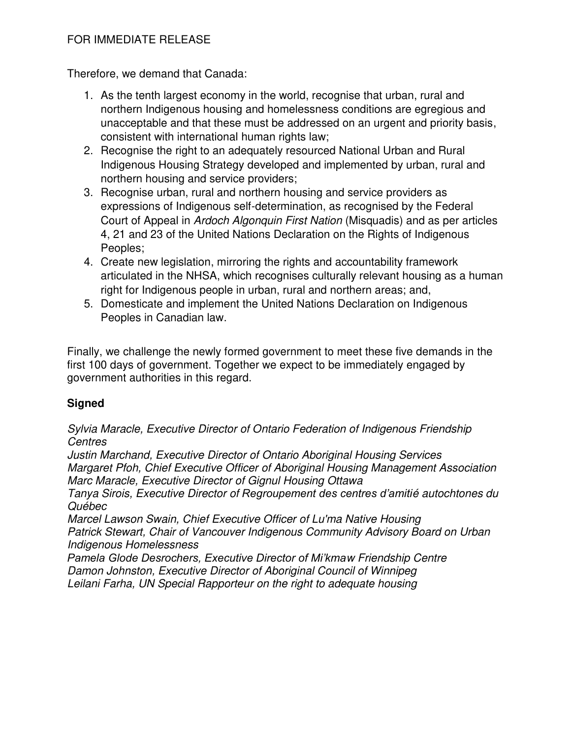FOR IMMEDIATE RELEASE

Therefore, we demand that Canada:

1. As the tenth largest economy in the world, recognise that urban, rural and northern Indigenous housing and homelessness conditions are egregious and unacceptable and that these must be addressed on an urgent and priority basis, consistent with international human rights law;
2. Recognise the right to an adequately resourced National Urban and Rural Indigenous Housing Strategy developed and implemented by urban, rural and northern housing and service providers;
3. Recognise urban, rural and northern housing and service providers as expressions of Indigenous self-determination, as recognised by the Federal Court of Appeal in *Ardoch Algonquin First Nation* (Misquadis) and as per articles 4, 21 and 23 of the United Nations Declaration on the Rights of Indigenous Peoples;
4. Create new legislation, mirroring the rights and accountability framework articulated in the NHSA, which recognises culturally relevant housing as a human right for Indigenous people in urban, rural and northern areas; and,
5. Domesticate and implement the United Nations Declaration on Indigenous Peoples in Canadian law.

Finally, we challenge the newly formed government to meet these five demands in the first 100 days of government. Together we expect to be immediately engaged by government authorities in this regard.

**Signed**

*Sylvia Maracle, Executive Director of Ontario Federation of Indigenous Friendship Centres*
*Justin Marchand, Executive Director of Ontario Aboriginal Housing Services*
*Margaret Pfoh, Chief Executive Officer of Aboriginal Housing Management Association*
*Marc Maracle, Executive Director of Gignul Housing Ottawa*
*Tanya Sirois, Executive Director of Regroupement des centres d'amitié autochtones du Québec*
*Marcel Lawson Swain, Chief Executive Officer of Lu'ma Native Housing*
*Patrick Stewart, Chair of Vancouver Indigenous Community Advisory Board on Urban Indigenous Homelessness*
*Pamela Glode Desrochers, Executive Director of Mi'kmaw Friendship Centre*
*Damon Johnston, Executive Director of Aboriginal Council of Winnipeg*
*Leilani Farha, UN Special Rapporteur on the right to adequate housing*